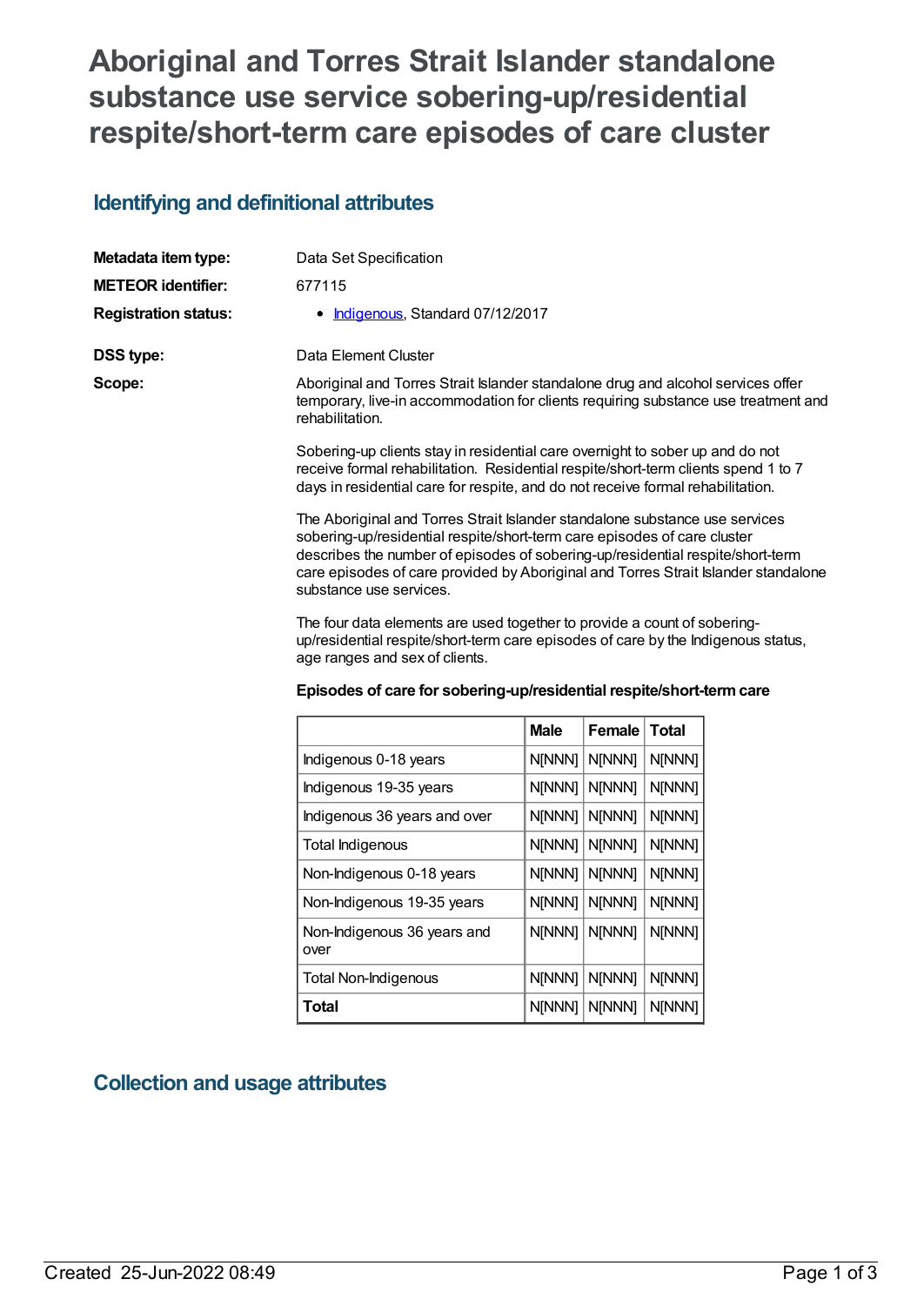# Aboriginal and Torres Strait Islander standalone substance use service sobering-up/residential respite/short-term care episodes of care cluster

## Identifying and definitional attributes

**Metadata item type:** Data Set Specification

**METEOR identifier:** 677115

**Registration status:**
- Indigenous, Standard 07/12/2017

**DSS type:** Data Element Cluster

**Scope:**

Aboriginal and Torres Strait Islander standalone drug and alcohol services offer temporary, live-in accommodation for clients requiring substance use treatment and rehabilitation.

Sobering-up clients stay in residential care overnight to sober up and do not receive formal rehabilitation. Residential respite/short-term clients spend 1 to 7 days in residential care for respite, and do not receive formal rehabilitation.

The Aboriginal and Torres Strait Islander standalone substance use services sobering-up/residential respite/short-term care episodes of care cluster describes the number of episodes of sobering-up/residential respite/short-term care episodes of care provided by Aboriginal and Torres Strait Islander standalone substance use services.

The four data elements are used together to provide a count of sobering-up/residential respite/short-term care episodes of care by the Indigenous status, age ranges and sex of clients.

**Episodes of care for sobering-up/residential respite/short-term care**

| | Male | Female | Total |
|---|---|---|---|
| Indigenous 0-18 years | N[NNN] | N[NNN] | N[NNN] |
| Indigenous 19-35 years | N[NNN] | N[NNN] | N[NNN] |
| Indigenous 36 years and over | N[NNN] | N[NNN] | N[NNN] |
| Total Indigenous | N[NNN] | N[NNN] | N[NNN] |
| Non-Indigenous 0-18 years | N[NNN] | N[NNN] | N[NNN] |
| Non-Indigenous 19-35 years | N[NNN] | N[NNN] | N[NNN] |
| Non-Indigenous 36 years and over | N[NNN] | N[NNN] | N[NNN] |
| Total Non-Indigenous | N[NNN] | N[NNN] | N[NNN] |
| **Total** | N[NNN] | N[NNN] | N[NNN] |

## Collection and usage attributes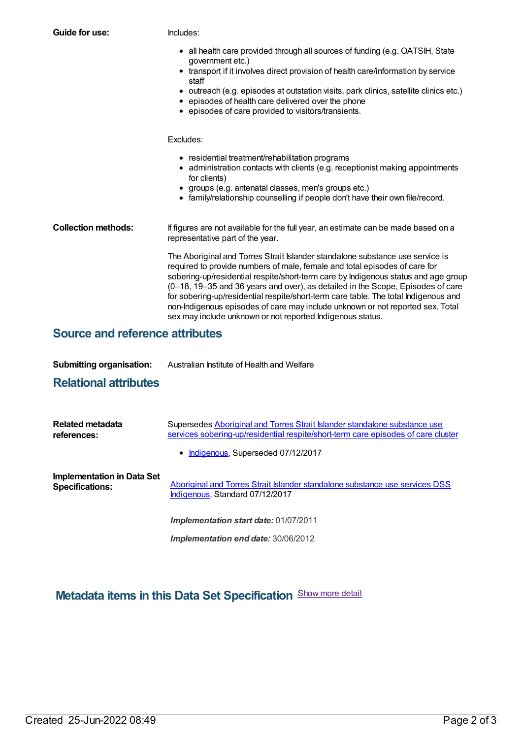**Guide for use:**

Includes:

- all health care provided through all sources of funding (e.g. OATSIH, State government etc.)
- transport if it involves direct provision of health care/information by service staff
- outreach (e.g. episodes at outstation visits, park clinics, satellite clinics etc.)
- episodes of health care delivered over the phone
- episodes of care provided to visitors/transients.

Excludes:

- residential treatment/rehabilitation programs
- administration contacts with clients (e.g. receptionist making appointments for clients)
- groups (e.g. antenatal classes, men's groups etc.)
- family/relationship counselling if people don't have their own file/record.

**Collection methods:**

If figures are not available for the full year, an estimate can be made based on a representative part of the year.

The Aboriginal and Torres Strait Islander standalone substance use service is required to provide numbers of male, female and total episodes of care for sobering-up/residential respite/short-term care by Indigenous status and age group (0–18, 19–35 and 36 years and over), as detailed in the Scope, Episodes of care for sobering-up/residential respite/short-term care table. The total Indigenous and non-Indigenous episodes of care may include unknown or not reported sex. Total sex may include unknown or not reported Indigenous status.

## Source and reference attributes

**Submitting organisation:** Australian Institute of Health and Welfare

## Relational attributes

**Related metadata references:**

Supersedes Aboriginal and Torres Strait Islander standalone substance use services sobering-up/residential respite/short-term care episodes of care cluster

- Indigenous, Superseded 07/12/2017

**Implementation in Data Set Specifications:**

Aboriginal and Torres Strait Islander standalone substance use services DSS Indigenous, Standard 07/12/2017

***Implementation start date:*** 01/07/2011

***Implementation end date:*** 30/06/2012

## Metadata items in this Data Set Specification

Show more detail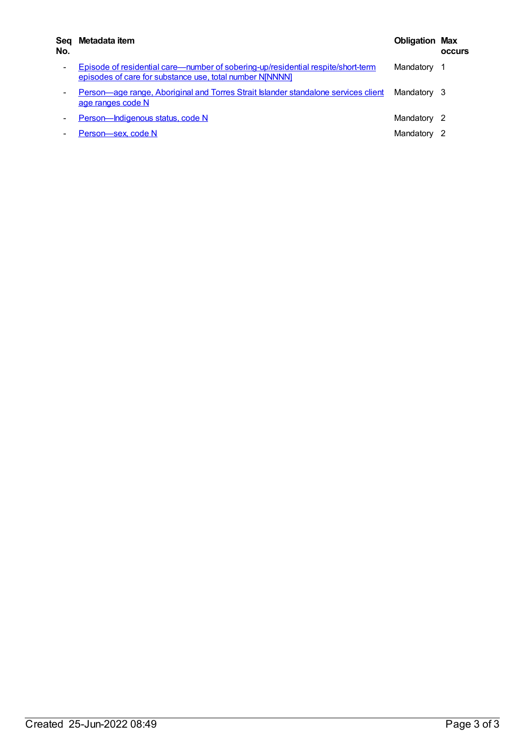| Seq No. | Metadata item | Obligation | Max occurs |
|---|---|---|---|
| - | Episode of residential care—number of sobering-up/residential respite/short-term episodes of care for substance use, total number N[NNNN] | Mandatory | 1 |
| - | Person—age range, Aboriginal and Torres Strait Islander standalone services client age ranges code N | Mandatory | 3 |
| - | Person—Indigenous status, code N | Mandatory | 2 |
| - | Person—sex, code N | Mandatory | 2 |